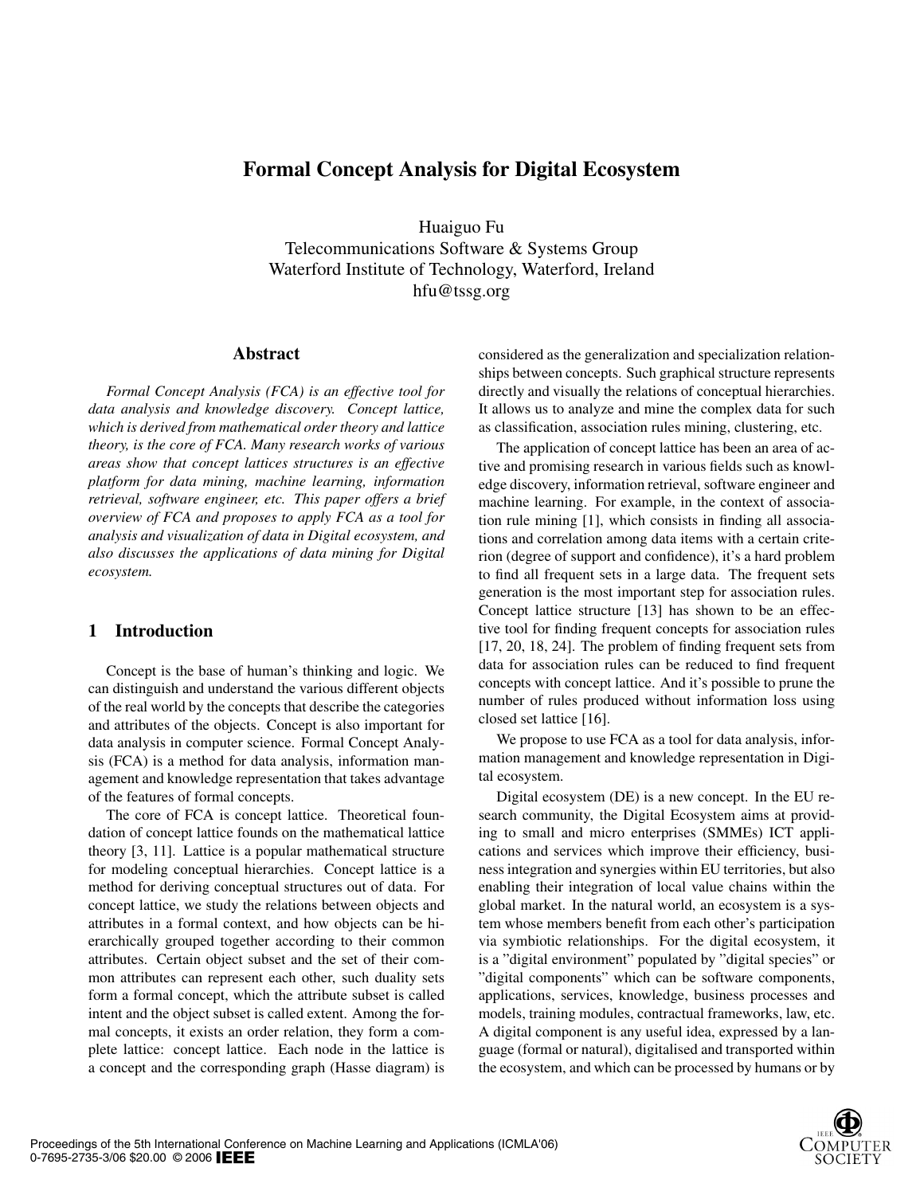# Formal Concept Analysis for Digital Ecosystem

Huaiguo Fu
Telecommunications Software & Systems Group
Waterford Institute of Technology, Waterford, Ireland
hfu@tssg.org

## Abstract

*Formal Concept Analysis (FCA) is an effective tool for data analysis and knowledge discovery. Concept lattice, which is derived from mathematical order theory and lattice theory, is the core of FCA. Many research works of various areas show that concept lattices structures is an effective platform for data mining, machine learning, information retrieval, software engineer, etc. This paper offers a brief overview of FCA and proposes to apply FCA as a tool for analysis and visualization of data in Digital ecosystem, and also discusses the applications of data mining for Digital ecosystem.*

## 1 Introduction

Concept is the base of human's thinking and logic. We can distinguish and understand the various different objects of the real world by the concepts that describe the categories and attributes of the objects. Concept is also important for data analysis in computer science. Formal Concept Analysis (FCA) is a method for data analysis, information management and knowledge representation that takes advantage of the features of formal concepts.

The core of FCA is concept lattice. Theoretical foundation of concept lattice founds on the mathematical lattice theory [3, 11]. Lattice is a popular mathematical structure for modeling conceptual hierarchies. Concept lattice is a method for deriving conceptual structures out of data. For concept lattice, we study the relations between objects and attributes in a formal context, and how objects can be hierarchically grouped together according to their common attributes. Certain object subset and the set of their common attributes can represent each other, such duality sets form a formal concept, which the attribute subset is called intent and the object subset is called extent. Among the formal concepts, it exists an order relation, they form a complete lattice: concept lattice. Each node in the lattice is a concept and the corresponding graph (Hasse diagram) is considered as the generalization and specialization relationships between concepts. Such graphical structure represents directly and visually the relations of conceptual hierarchies. It allows us to analyze and mine the complex data for such as classification, association rules mining, clustering, etc.

The application of concept lattice has been an area of active and promising research in various fields such as knowledge discovery, information retrieval, software engineer and machine learning. For example, in the context of association rule mining [1], which consists in finding all associations and correlation among data items with a certain criterion (degree of support and confidence), it's a hard problem to find all frequent sets in a large data. The frequent sets generation is the most important step for association rules. Concept lattice structure [13] has shown to be an effective tool for finding frequent concepts for association rules [17, 20, 18, 24]. The problem of finding frequent sets from data for association rules can be reduced to find frequent concepts with concept lattice. And it's possible to prune the number of rules produced without information loss using closed set lattice [16].

We propose to use FCA as a tool for data analysis, information management and knowledge representation in Digital ecosystem.

Digital ecosystem (DE) is a new concept. In the EU research community, the Digital Ecosystem aims at providing to small and micro enterprises (SMMEs) ICT applications and services which improve their efficiency, business integration and synergies within EU territories, but also enabling their integration of local value chains within the global market. In the natural world, an ecosystem is a system whose members benefit from each other's participation via symbiotic relationships. For the digital ecosystem, it is a "digital environment" populated by "digital species" or "digital components" which can be software components, applications, services, knowledge, business processes and models, training modules, contractual frameworks, law, etc. A digital component is any useful idea, expressed by a language (formal or natural), digitalised and transported within the ecosystem, and which can be processed by humans or by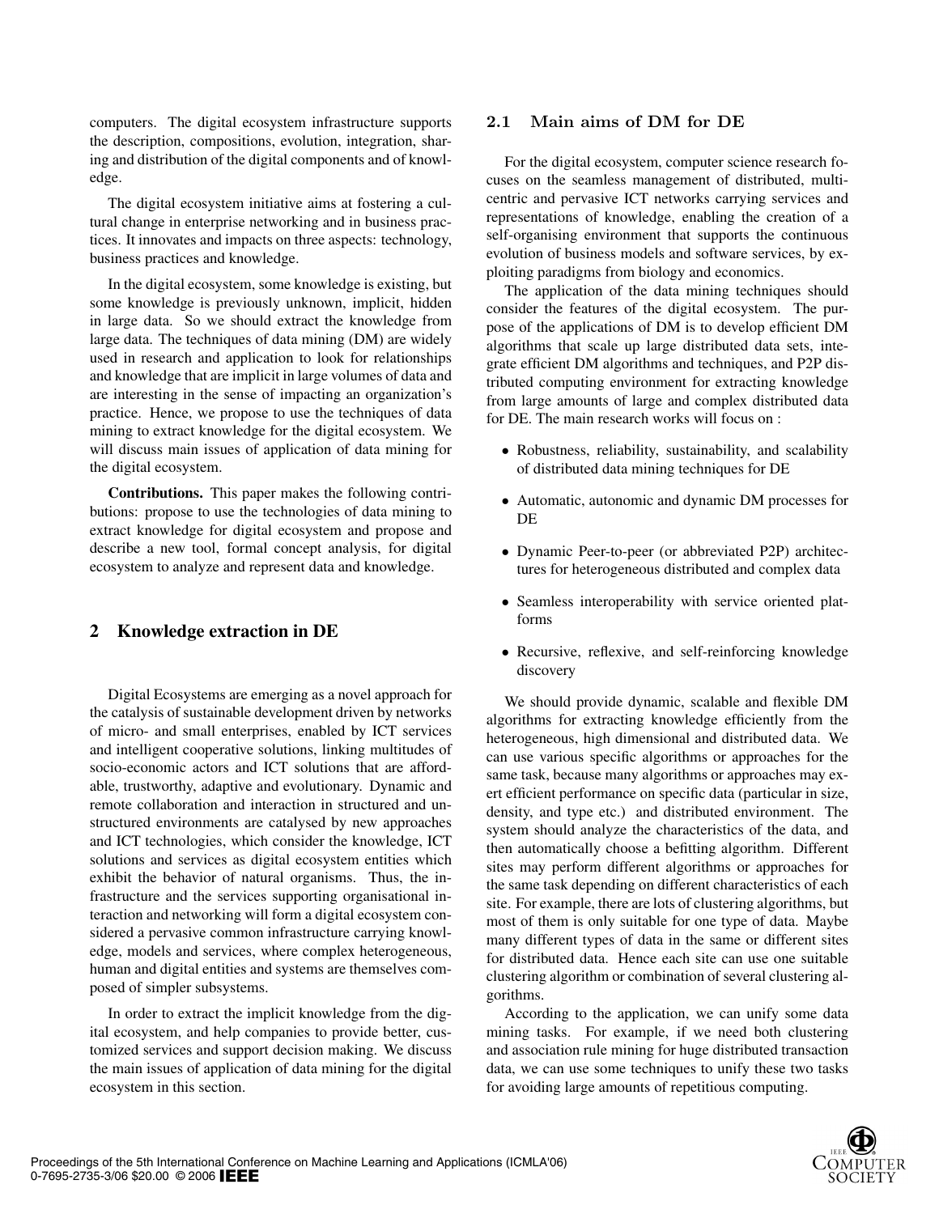computers. The digital ecosystem infrastructure supports the description, compositions, evolution, integration, sharing and distribution of the digital components and of knowledge.

The digital ecosystem initiative aims at fostering a cultural change in enterprise networking and in business practices. It innovates and impacts on three aspects: technology, business practices and knowledge.

In the digital ecosystem, some knowledge is existing, but some knowledge is previously unknown, implicit, hidden in large data. So we should extract the knowledge from large data. The techniques of data mining (DM) are widely used in research and application to look for relationships and knowledge that are implicit in large volumes of data and are interesting in the sense of impacting an organization's practice. Hence, we propose to use the techniques of data mining to extract knowledge for the digital ecosystem. We will discuss main issues of application of data mining for the digital ecosystem.

**Contributions.** This paper makes the following contributions: propose to use the technologies of data mining to extract knowledge for digital ecosystem and propose and describe a new tool, formal concept analysis, for digital ecosystem to analyze and represent data and knowledge.

## 2 Knowledge extraction in DE

Digital Ecosystems are emerging as a novel approach for the catalysis of sustainable development driven by networks of micro- and small enterprises, enabled by ICT services and intelligent cooperative solutions, linking multitudes of socio-economic actors and ICT solutions that are affordable, trustworthy, adaptive and evolutionary. Dynamic and remote collaboration and interaction in structured and unstructured environments are catalysed by new approaches and ICT technologies, which consider the knowledge, ICT solutions and services as digital ecosystem entities which exhibit the behavior of natural organisms. Thus, the infrastructure and the services supporting organisational interaction and networking will form a digital ecosystem considered a pervasive common infrastructure carrying knowledge, models and services, where complex heterogeneous, human and digital entities and systems are themselves composed of simpler subsystems.

In order to extract the implicit knowledge from the digital ecosystem, and help companies to provide better, customized services and support decision making. We discuss the main issues of application of data mining for the digital ecosystem in this section.

### 2.1 Main aims of DM for DE

For the digital ecosystem, computer science research focuses on the seamless management of distributed, multicentric and pervasive ICT networks carrying services and representations of knowledge, enabling the creation of a self-organising environment that supports the continuous evolution of business models and software services, by exploiting paradigms from biology and economics.

The application of the data mining techniques should consider the features of the digital ecosystem. The purpose of the applications of DM is to develop efficient DM algorithms that scale up large distributed data sets, integrate efficient DM algorithms and techniques, and P2P distributed computing environment for extracting knowledge from large amounts of large and complex distributed data for DE. The main research works will focus on :

- Robustness, reliability, sustainability, and scalability of distributed data mining techniques for DE
- Automatic, autonomic and dynamic DM processes for DE
- Dynamic Peer-to-peer (or abbreviated P2P) architectures for heterogeneous distributed and complex data
- Seamless interoperability with service oriented platforms
- Recursive, reflexive, and self-reinforcing knowledge discovery

We should provide dynamic, scalable and flexible DM algorithms for extracting knowledge efficiently from the heterogeneous, high dimensional and distributed data. We can use various specific algorithms or approaches for the same task, because many algorithms or approaches may exert efficient performance on specific data (particular in size, density, and type etc.) and distributed environment. The system should analyze the characteristics of the data, and then automatically choose a befitting algorithm. Different sites may perform different algorithms or approaches for the same task depending on different characteristics of each site. For example, there are lots of clustering algorithms, but most of them is only suitable for one type of data. Maybe many different types of data in the same or different sites for distributed data. Hence each site can use one suitable clustering algorithm or combination of several clustering algorithms.

According to the application, we can unify some data mining tasks. For example, if we need both clustering and association rule mining for huge distributed transaction data, we can use some techniques to unify these two tasks for avoiding large amounts of repetitious computing.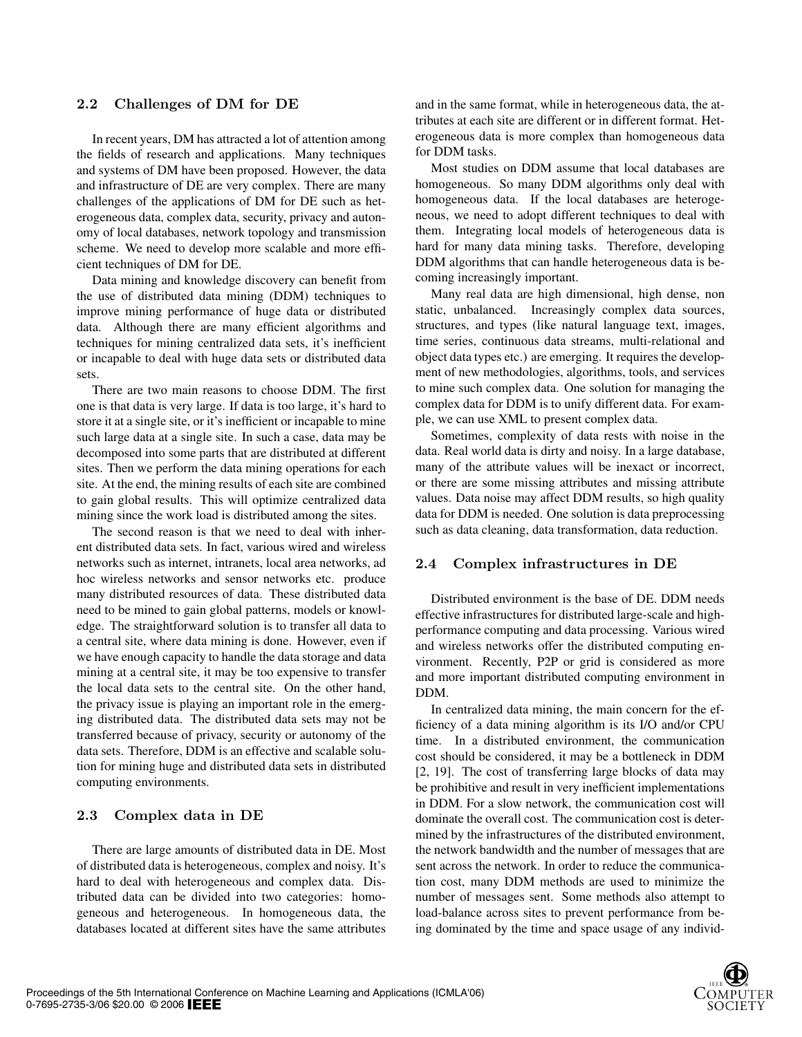### 2.2 Challenges of DM for DE

In recent years, DM has attracted a lot of attention among the fields of research and applications. Many techniques and systems of DM have been proposed. However, the data and infrastructure of DE are very complex. There are many challenges of the applications of DM for DE such as heterogeneous data, complex data, security, privacy and autonomy of local databases, network topology and transmission scheme. We need to develop more scalable and more efficient techniques of DM for DE.

Data mining and knowledge discovery can benefit from the use of distributed data mining (DDM) techniques to improve mining performance of huge data or distributed data. Although there are many efficient algorithms and techniques for mining centralized data sets, it's inefficient or incapable to deal with huge data sets or distributed data sets.

There are two main reasons to choose DDM. The first one is that data is very large. If data is too large, it's hard to store it at a single site, or it's inefficient or incapable to mine such large data at a single site. In such a case, data may be decomposed into some parts that are distributed at different sites. Then we perform the data mining operations for each site. At the end, the mining results of each site are combined to gain global results. This will optimize centralized data mining since the work load is distributed among the sites.

The second reason is that we need to deal with inherent distributed data sets. In fact, various wired and wireless networks such as internet, intranets, local area networks, ad hoc wireless networks and sensor networks etc. produce many distributed resources of data. These distributed data need to be mined to gain global patterns, models or knowledge. The straightforward solution is to transfer all data to a central site, where data mining is done. However, even if we have enough capacity to handle the data storage and data mining at a central site, it may be too expensive to transfer the local data sets to the central site. On the other hand, the privacy issue is playing an important role in the emerging distributed data. The distributed data sets may not be transferred because of privacy, security or autonomy of the data sets. Therefore, DDM is an effective and scalable solution for mining huge and distributed data sets in distributed computing environments.

### 2.3 Complex data in DE

There are large amounts of distributed data in DE. Most of distributed data is heterogeneous, complex and noisy. It's hard to deal with heterogeneous and complex data. Distributed data can be divided into two categories: homogeneous and heterogeneous. In homogeneous data, the databases located at different sites have the same attributes and in the same format, while in heterogeneous data, the attributes at each site are different or in different format. Heterogeneous data is more complex than homogeneous data for DDM tasks.

Most studies on DDM assume that local databases are homogeneous. So many DDM algorithms only deal with homogeneous data. If the local databases are heterogeneous, we need to adopt different techniques to deal with them. Integrating local models of heterogeneous data is hard for many data mining tasks. Therefore, developing DDM algorithms that can handle heterogeneous data is becoming increasingly important.

Many real data are high dimensional, high dense, non static, unbalanced. Increasingly complex data sources, structures, and types (like natural language text, images, time series, continuous data streams, multi-relational and object data types etc.) are emerging. It requires the development of new methodologies, algorithms, tools, and services to mine such complex data. One solution for managing the complex data for DDM is to unify different data. For example, we can use XML to present complex data.

Sometimes, complexity of data rests with noise in the data. Real world data is dirty and noisy. In a large database, many of the attribute values will be inexact or incorrect, or there are some missing attributes and missing attribute values. Data noise may affect DDM results, so high quality data for DDM is needed. One solution is data preprocessing such as data cleaning, data transformation, data reduction.

### 2.4 Complex infrastructures in DE

Distributed environment is the base of DE. DDM needs effective infrastructures for distributed large-scale and high-performance computing and data processing. Various wired and wireless networks offer the distributed computing environment. Recently, P2P or grid is considered as more and more important distributed computing environment in DDM.

In centralized data mining, the main concern for the efficiency of a data mining algorithm is its I/O and/or CPU time. In a distributed environment, the communication cost should be considered, it may be a bottleneck in DDM [2, 19]. The cost of transferring large blocks of data may be prohibitive and result in very inefficient implementations in DDM. For a slow network, the communication cost will dominate the overall cost. The communication cost is determined by the infrastructures of the distributed environment, the network bandwidth and the number of messages that are sent across the network. In order to reduce the communication cost, many DDM methods are used to minimize the number of messages sent. Some methods also attempt to load-balance across sites to prevent performance from being dominated by the time and space usage of any individ-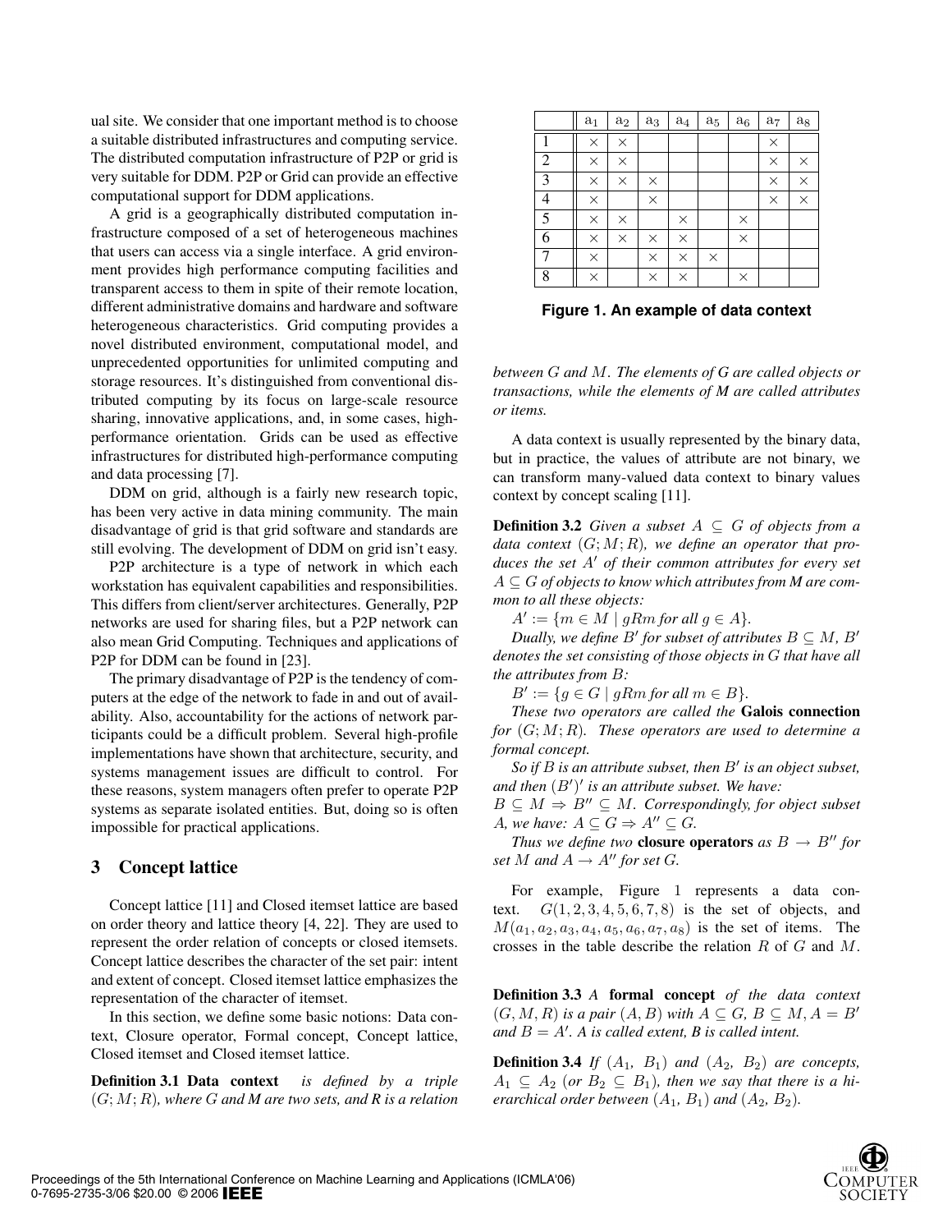ual site. We consider that one important method is to choose a suitable distributed infrastructures and computing service. The distributed computation infrastructure of P2P or grid is very suitable for DDM. P2P or Grid can provide an effective computational support for DDM applications.

A grid is a geographically distributed computation infrastructure composed of a set of heterogeneous machines that users can access via a single interface. A grid environment provides high performance computing facilities and transparent access to them in spite of their remote location, different administrative domains and hardware and software heterogeneous characteristics. Grid computing provides a novel distributed environment, computational model, and unprecedented opportunities for unlimited computing and storage resources. It's distinguished from conventional distributed computing by its focus on large-scale resource sharing, innovative applications, and, in some cases, high-performance orientation. Grids can be used as effective infrastructures for distributed high-performance computing and data processing [7].

DDM on grid, although is a fairly new research topic, has been very active in data mining community. The main disadvantage of grid is that grid software and standards are still evolving. The development of DDM on grid isn't easy.

P2P architecture is a type of network in which each workstation has equivalent capabilities and responsibilities. This differs from client/server architectures. Generally, P2P networks are used for sharing files, but a P2P network can also mean Grid Computing. Techniques and applications of P2P for DDM can be found in [23].

The primary disadvantage of P2P is the tendency of computers at the edge of the network to fade in and out of availability. Also, accountability for the actions of network participants could be a difficult problem. Several high-profile implementations have shown that architecture, security, and systems management issues are difficult to control. For these reasons, system managers often prefer to operate P2P systems as separate isolated entities. But, doing so is often impossible for practical applications.

## 3 Concept lattice

Concept lattice [11] and Closed itemset lattice are based on order theory and lattice theory [4, 22]. They are used to represent the order relation of concepts or closed itemsets. Concept lattice describes the character of the set pair: intent and extent of concept. Closed itemset lattice emphasizes the representation of the character of itemset.

In this section, we define some basic notions: Data context, Closure operator, Formal concept, Concept lattice, Closed itemset and Closed itemset lattice.

**Definition 3.1 Data context** *is defined by a triple $(G; M; R)$, where G and M are two sets, and R is a relation between $G$ and $M$. The elements of G are called objects or transactions, while the elements of M are called attributes or items.*

|   | $a_1$ | $a_2$ | $a_3$ | $a_4$ | $a_5$ | $a_6$ | $a_7$ | $a_8$ |
|---|---|---|---|---|---|---|---|---|
| 1 | × | × |   |   |   |   | × |   |
| 2 | × | × |   |   |   |   | × | × |
| 3 | × | × | × |   |   |   | × | × |
| 4 | × |   | × |   |   |   | × | × |
| 5 | × | × |   | × |   | × |   |   |
| 6 | × | × | × | × |   | × |   |   |
| 7 | × |   | × | × | × |   |   |   |
| 8 | × |   | × | × |   | × |   |   |

**Figure 1. An example of data context**

A data context is usually represented by the binary data, but in practice, the values of attribute are not binary, we can transform many-valued data context to binary values context by concept scaling [11].

**Definition 3.2** *Given a subset $A \subseteq G$ of objects from a data context $(G; M; R)$, we define an operator that produces the set $A'$ of their common attributes for every set $A \subseteq G$ of objects to know which attributes from M are common to all these objects:*

$A' := \{m \in M \mid gRm \text{ for all } g \in A\}$.

*Dually, we define $B'$ for subset of attributes $B \subseteq M$, $B'$ denotes the set consisting of those objects in $G$ that have all the attributes from $B$:*

$B' := \{g \in G \mid gRm \text{ for all } m \in B\}$.

*These two operators are called the* **Galois connection** *for $(G; M; R)$. These operators are used to determine a formal concept.*

*So if $B$ is an attribute subset, then $B'$ is an object subset, and then $(B')'$ is an attribute subset. We have:*
$B \subseteq M \Rightarrow B'' \subseteq M$. *Correspondingly, for object subset A, we have: $A \subseteq G \Rightarrow A'' \subseteq G$.*

*Thus we define two* **closure operators** *as $B \rightarrow B''$ for set $M$ and $A \rightarrow A''$ for set $G$.*

For example, Figure 1 represents a data context. $G(1, 2, 3, 4, 5, 6, 7, 8)$ is the set of objects, and $M(a_1, a_2, a_3, a_4, a_5, a_6, a_7, a_8)$ is the set of items. The crosses in the table describe the relation $R$ of $G$ and $M$.

**Definition 3.3** *A* **formal concept** *of the data context $(G, M, R)$ is a pair $(A, B)$ with $A \subseteq G$, $B \subseteq M$, $A = B'$ and $B = A'$. A is called extent, B is called intent.*

**Definition 3.4** *If $(A_1, B_1)$ and $(A_2, B_2)$ are concepts, $A_1 \subseteq A_2$ (or $B_2 \subseteq B_1$), then we say that there is a hierarchical order between $(A_1, B_1)$ and $(A_2, B_2)$.*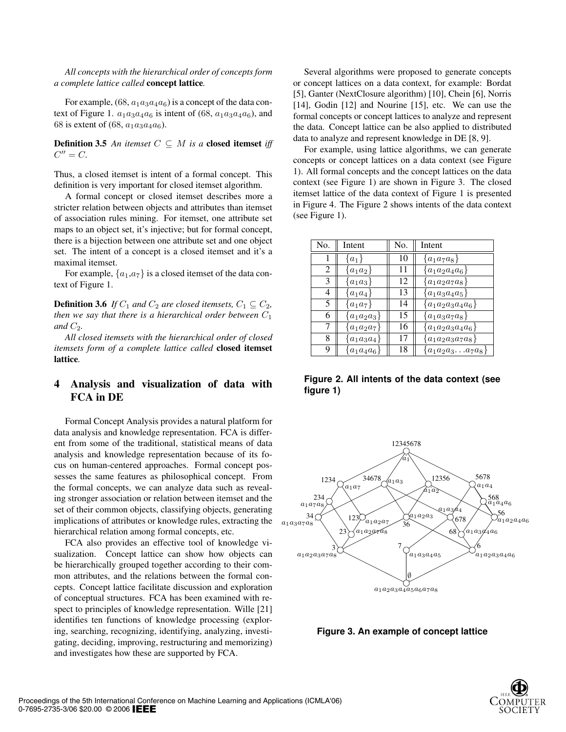*All concepts with the hierarchical order of concepts form a complete lattice called* **concept lattice***.*

For example, (68, $a_1a_3a_4a_6$) is a concept of the data context of Figure 1. $a_1a_3a_4a_6$ is intent of (68, $a_1a_3a_4a_6$), and 68 is extent of (68, $a_1a_3a_4a_6$).

**Definition 3.5** *An itemset $C \subseteq M$ is a* **closed itemset** *iff $C'' = C$.*

Thus, a closed itemset is intent of a formal concept. This definition is very important for closed itemset algorithm.

A formal concept or closed itemset describes more a stricter relation between objects and attributes than itemset of association rules mining. For itemset, one attribute set maps to an object set, it's injective; but for formal concept, there is a bijection between one attribute set and one object set. The intent of a concept is a closed itemset and it's a maximal itemset.

For example, $\{a_1,a_7\}$ is a closed itemset of the data context of Figure 1.

**Definition 3.6** *If $C_1$ and $C_2$ are closed itemsets, $C_1 \subseteq C_2$, then we say that there is a hierarchical order between $C_1$ and $C_2$.*

*All closed itemsets with the hierarchical order of closed itemsets form of a complete lattice called* **closed itemset lattice***.*

## 4 Analysis and visualization of data with FCA in DE

Formal Concept Analysis provides a natural platform for data analysis and knowledge representation. FCA is different from some of the traditional, statistical means of data analysis and knowledge representation because of its focus on human-centered approaches. Formal concept possesses the same features as philosophical concept. From the formal concepts, we can analyze data such as revealing stronger association or relation between itemset and the set of their common objects, classifying objects, generating implications of attributes or knowledge rules, extracting the hierarchical relation among formal concepts, etc.

FCA also provides an effective tool of knowledge visualization. Concept lattice can show how objects can be hierarchically grouped together according to their common attributes, and the relations between the formal concepts. Concept lattice facilitate discussion and exploration of conceptual structures. FCA has been examined with respect to principles of knowledge representation. Wille [21] identifies ten functions of knowledge processing (exploring, searching, recognizing, identifying, analyzing, investigating, deciding, improving, restructuring and memorizing) and investigates how these are supported by FCA.

Several algorithms were proposed to generate concepts or concept lattices on a data context, for example: Bordat [5], Ganter (NextClosure algorithm) [10], Chein [6], Norris [14], Godin [12] and Nourine [15], etc. We can use the formal concepts or concept lattices to analyze and represent the data. Concept lattice can be also applied to distributed data to analyze and represent knowledge in DE [8, 9].

For example, using lattice algorithms, we can generate concepts or concept lattices on a data context (see Figure 1). All formal concepts and the concept lattices on the data context (see Figure 1) are shown in Figure 3. The closed itemset lattice of the data context of Figure 1 is presented in Figure 4. The Figure 2 shows intents of the data context (see Figure 1).

| No. | Intent | No. | Intent |
|---|---|---|---|
| 1 | $\{a_1\}$ | 10 | $\{a_1a_7a_8\}$ |
| 2 | $\{a_1a_2\}$ | 11 | $\{a_1a_2a_4a_6\}$ |
| 3 | $\{a_1a_3\}$ | 12 | $\{a_1a_2a_7a_8\}$ |
| 4 | $\{a_1a_4\}$ | 13 | $\{a_1a_3a_4a_5\}$ |
| 5 | $\{a_1a_7\}$ | 14 | $\{a_1a_2a_3a_4a_6\}$ |
| 6 | $\{a_1a_2a_3\}$ | 15 | $\{a_1a_3a_7a_8\}$ |
| 7 | $\{a_1a_2a_7\}$ | 16 | $\{a_1a_2a_3a_4a_6\}$ |
| 8 | $\{a_1a_3a_4\}$ | 17 | $\{a_1a_2a_3a_7a_8\}$ |
| 9 | $\{a_1a_4a_6\}$ | 18 | $\{a_1a_2a_3 \ldots a_7a_8\}$ |

**Figure 2. All intents of the data context (see figure 1)**

**Figure 3. An example of concept lattice**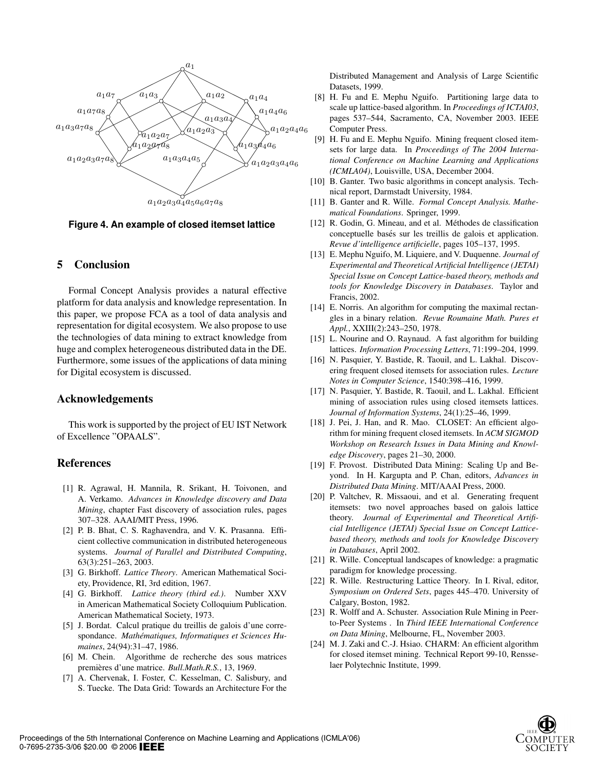$a_1$

$a_1a_7$ $a_1a_3$ $a_1a_2$ $a_1a_4$

$a_1a_7a_8$ $a_1a_4a_6$

$a_1a_3a_4$

$a_1a_3a_7a_8$ $a_1a_2a_7$ $a_1a_2a_3$ $a_1a_2a_4a_6$

$a_1a_2a_7a_8$ $a_1a_3a_4a_6$

$a_1a_2a_3a_7a_8$ $a_1a_3a_4a_5$ $a_1a_2a_3a_4a_6$

$a_1a_2a_3a_4a_5a_6a_7a_8$

**Figure 4. An example of closed itemset lattice**

## 5 Conclusion

Formal Concept Analysis provides a natural effective platform for data analysis and knowledge representation. In this paper, we propose FCA as a tool of data analysis and representation for digital ecosystem. We also propose to use the technologies of data mining to extract knowledge from huge and complex heterogeneous distributed data in the DE. Furthermore, some issues of the applications of data mining for Digital ecosystem is discussed.

## Acknowledgements

This work is supported by the project of EU IST Network of Excellence "OPAALS".

## References

[1] R. Agrawal, H. Mannila, R. Srikant, H. Toivonen, and A. Verkamo. *Advances in Knowledge discovery and Data Mining*, chapter Fast discovery of association rules, pages 307–328. AAAI/MIT Press, 1996.

[2] P. B. Bhat, C. S. Raghavendra, and V. K. Prasanna. Efficient collective communication in distributed heterogeneous systems. *Journal of Parallel and Distributed Computing*, 63(3):251–263, 2003.

[3] G. Birkhoff. *Lattice Theory*. American Mathematical Society, Providence, RI, 3rd edition, 1967.

[4] G. Birkhoff. *Lattice theory (third ed.)*. Number XXV in American Mathematical Society Colloquium Publication. American Mathematical Society, 1973.

[5] J. Bordat. Calcul pratique du treillis de galois d'une correspondance. *Mathématiques, Informatiques et Sciences Humaines*, 24(94):31–47, 1986.

[6] M. Chein. Algorithme de recherche des sous matrices premières d'une matrice. *Bull.Math.R.S.*, 13, 1969.

[7] A. Chervenak, I. Foster, C. Kesselman, C. Salisbury, and S. Tuecke. The Data Grid: Towards an Architecture For the Distributed Management and Analysis of Large Scientific Datasets, 1999.

[8] H. Fu and E. Mephu Nguifo. Partitioning large data to scale up lattice-based algorithm. In *Proceedings of ICTAI03*, pages 537–544, Sacramento, CA, November 2003. IEEE Computer Press.

[9] H. Fu and E. Mephu Nguifo. Mining frequent closed itemsets for large data. In *Proceedings of The 2004 International Conference on Machine Learning and Applications (ICMLA04)*, Louisville, USA, December 2004.

[10] B. Ganter. Two basic algorithms in concept analysis. Technical report, Darmstadt University, 1984.

[11] B. Ganter and R. Wille. *Formal Concept Analysis. Mathematical Foundations*. Springer, 1999.

[12] R. Godin, G. Mineau, and et al. Méthodes de classification conceptuelle basés sur les treillis de galois et application. *Revue d'intelligence artificielle*, pages 105–137, 1995.

[13] E. Mephu Nguifo, M. Liquiere, and V. Duquenne. *Journal of Experimental and Theoretical Artificial Intelligence (JETAI) Special Issue on Concept Lattice-based theory, methods and tools for Knowledge Discovery in Databases.* Taylor and Francis, 2002.

[14] E. Norris. An algorithm for computing the maximal rectangles in a binary relation. *Revue Roumaine Math. Pures et Appl.*, XXIII(2):243–250, 1978.

[15] L. Nourine and O. Raynaud. A fast algorithm for building lattices. *Information Processing Letters*, 71:199–204, 1999.

[16] N. Pasquier, Y. Bastide, R. Taouil, and L. Lakhal. Discovering frequent closed itemsets for association rules. *Lecture Notes in Computer Science*, 1540:398–416, 1999.

[17] N. Pasquier, Y. Bastide, R. Taouil, and L. Lakhal. Efficient mining of association rules using closed itemsets lattices. *Journal of Information Systems*, 24(1):25–46, 1999.

[18] J. Pei, J. Han, and R. Mao. CLOSET: An efficient algorithm for mining frequent closed itemsets. In *ACM SIGMOD Workshop on Research Issues in Data Mining and Knowledge Discovery*, pages 21–30, 2000.

[19] F. Provost. Distributed Data Mining: Scaling Up and Beyond. In H. Kargupta and P. Chan, editors, *Advances in Distributed Data Mining*. MIT/AAAI Press, 2000.

[20] P. Valtchev, R. Missaoui, and et al. Generating frequent itemsets: two novel approaches based on galois lattice theory. *Journal of Experimental and Theoretical Artificial Intelligence (JETAI) Special Issue on Concept Lattice-based theory, methods and tools for Knowledge Discovery in Databases*, April 2002.

[21] R. Wille. Conceptual landscapes of knowledge: a pragmatic paradigm for knowledge processing.

[22] R. Wille. Restructuring Lattice Theory. In I. Rival, editor, *Symposium on Ordered Sets*, pages 445–470. University of Calgary, Boston, 1982.

[23] R. Wolff and A. Schuster. Association Rule Mining in Peer-to-Peer Systems . In *Third IEEE International Conference on Data Mining*, Melbourne, FL, November 2003.

[24] M. J. Zaki and C.-J. Hsiao. CHARM: An efficient algorithm for closed itemset mining. Technical Report 99-10, Rensselaer Polytechnic Institute, 1999.